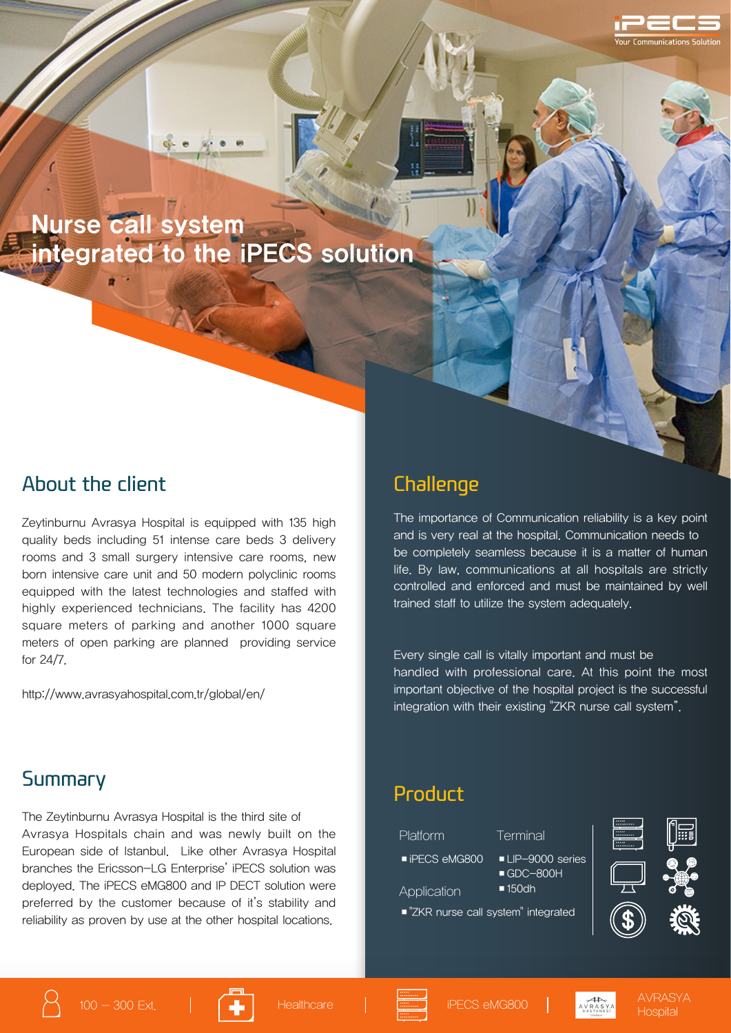# Nurse call system integrated to the iPECS solution

## About the client

Zeytinburnu Avrasya Hospital is equipped with 135 high quality beds including 51 intense care beds 3 delivery rooms and 3 small surgery intensive care rooms, new born intensive care unit and 50 modern polyclinic rooms equipped with the latest technologies and staffed with highly experienced technicians. The facility has 4200 square meters of parking and another 1000 square meters of open parking are planned providing service for 24/7.

http://www.avrasyahospital.com.tr/global/en/

## Summary

The Zeytinburnu Avrasya Hospital is the third site of Avrasya Hospitals chain and was newly built on the European side of Istanbul. Like other Avrasya Hospital branches the Ericsson-LG Enterprise' iPECS solution was deployed. The iPECS eMG800 and IP DECT solution were preferred by the customer because of it's stability and reliability as proven by use at the other hospital locations.

## Challenge

The importance of Communication reliability is a key point and is very real at the hospital. Communication needs to be completely seamless because it is a matter of human life. By law, communications at all hospitals are strictly controlled and enforced and must be maintained by well trained staff to utilize the system adequately.

Every single call is vitally important and must be handled with professional care. At this point the most important objective of the hospital project is the successful integration with their existing "ZKR nurse call system".

## Product

**Platform**
- iPECS eMG800

**Terminal**
- LIP-9000 series
- GDC-800H
- 150dh

**Application**
- "ZKR nurse call system" integrated

100 – 300 Ext. | Healthcare | iPECS eMG800 | AVRASYA Hospital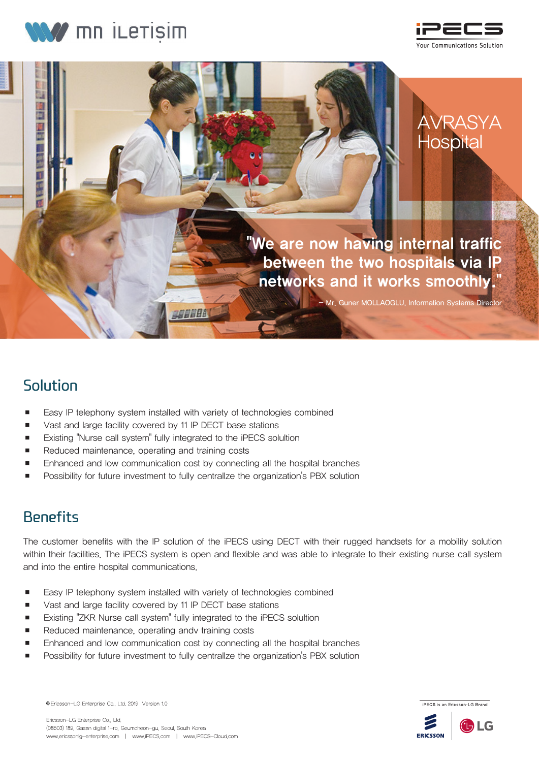mn iLETiŞiM

iPECS
Your Communications Solution

# AVRASYA Hospital

**"We are now having internal traffic between the two hospitals via IP networks and it works smoothly."**

– Mr. Guner MOLLAOGLU, Information Systems Director

## Solution

- Easy IP telephony system installed with variety of technologies combined
- Vast and large facility covered by 11 IP DECT base stations
- Existing "Nurse call system" fully integrated to the iPECS solultion
- Reduced maintenance, operating and training costs
- Enhanced and low communication cost by connecting all the hospital branches
- Possibility for future investment to fully centrallze the organization's PBX solution

## Benefits

The customer benefits with the IP solution of the iPECS using DECT with their rugged handsets for a mobility solution within their facilities. The iPECS system is open and flexible and was able to integrate to their existing nurse call system and into the entire hospital communications.

- Easy IP telephony system installed with variety of technologies combined
- Vast and large facility covered by 11 IP DECT base stations
- Existing "ZKR Nurse call system" fully integrated to the iPECS solultion
- Reduced maintenance, operating andv training costs
- Enhanced and low communication cost by connecting all the hospital branches
- Possibility for future investment to fully centrallze the organization's PBX solution

© Ericsson-LG Enterprise Co., Ltd. 2019 Version 1.0

Ericsson-LG Enterprise Co., Ltd.
(08503) 189, Gasan digital 1-ro, Geumcheon-gu, Seoul, South Korea
www.ericssonlg-enterprise.com | www.iPECS.com | www.iPECS-Cloud.com

iPECS is an Ericsson-LG Brand

ERICSSON LG